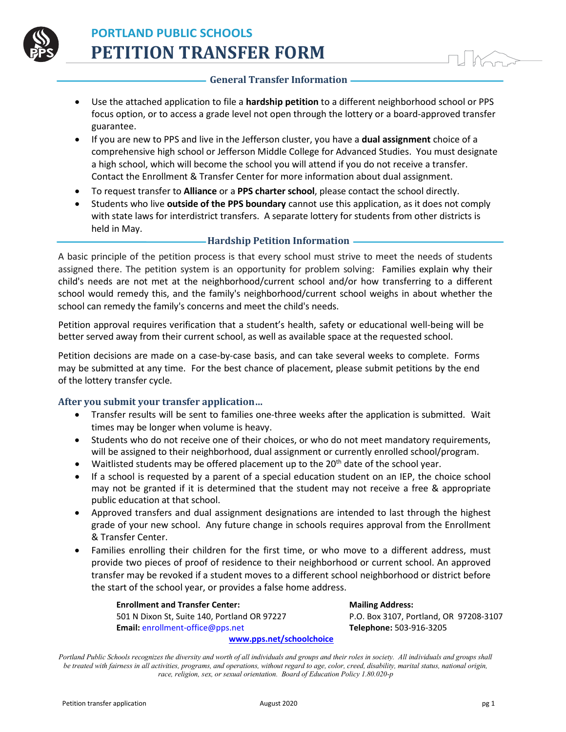# PORTLAND PUBLIC SCHOOLS

# PETITION TRANSFER FORM

## General Transfer Information

- Use the attached application to file a **hardship petition** to a different neighborhood school or PPS focus option, or to access a grade level not open through the lottery or a board-approved transfer guarantee.
- If you are new to PPS and live in the Jefferson cluster, you have a **dual assignment** choice of a comprehensive high school or Jefferson Middle College for Advanced Studies. You must designate a high school, which will become the school you will attend if you do not receive a transfer. Contact the Enrollment & Transfer Center for more information about dual assignment.
- To request transfer to **Alliance** or a **PPS charter school**, please contact the school directly.
- Students who live **outside of the PPS boundary** cannot use this application, as it does not comply with state laws for interdistrict transfers. A separate lottery for students from other districts is held in May.

## Hardship Petition Information

A basic principle of the petition process is that every school must strive to meet the needs of students assigned there. The petition system is an opportunity for problem solving: Families explain why their child's needs are not met at the neighborhood/current school and/or how transferring to a different school would remedy this, and the family's neighborhood/current school weighs in about whether the school can remedy the family's concerns and meet the child's needs.

Petition approval requires verification that a student's health, safety or educational well-being will be better served away from their current school, as well as available space at the requested school.

Petition decisions are made on a case-by-case basis, and can take several weeks to complete. Forms may be submitted at any time. For the best chance of placement, please submit petitions by the end of the lottery transfer cycle.

### After you submit your transfer application…

- Transfer results will be sent to families one-three weeks after the application is submitted. Wait times may be longer when volume is heavy.
- Students who do not receive one of their choices, or who do not meet mandatory requirements, will be assigned to their neighborhood, dual assignment or currently enrolled school/program.
- Waitlisted students may be offered placement up to the 20th date of the school year.
- If a school is requested by a parent of a special education student on an IEP, the choice school may not be granted if it is determined that the student may not receive a free & appropriate public education at that school.
- Approved transfers and dual assignment designations are intended to last through the highest grade of your new school. Any future change in schools requires approval from the Enrollment & Transfer Center.
- Families enrolling their children for the first time, or who move to a different address, must provide two pieces of proof of residence to their neighborhood or current school. An approved transfer may be revoked if a student moves to a different school neighborhood or district before the start of the school year, or provides a false home address.

**Enrollment and Transfer Center:**
501 N Dixon St, Suite 140, Portland OR 97227
**Email:** enrollment-office@pps.net

**Mailing Address:**
P.O. Box 3107, Portland, OR 97208-3107
**Telephone:** 503-916-3205

**www.pps.net/schoolchoice**

*Portland Public Schools recognizes the diversity and worth of all individuals and groups and their roles in society. All individuals and groups shall be treated with fairness in all activities, programs, and operations, without regard to age, color, creed, disability, marital status, national origin, race, religion, sex, or sexual orientation. Board of Education Policy 1.80.020-p*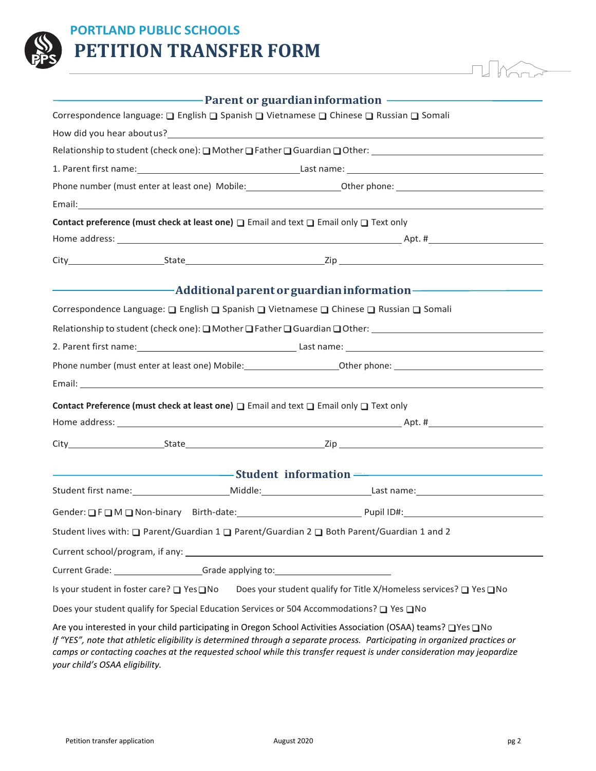# PORTLAND PUBLIC SCHOOLS
# PETITION TRANSFER FORM

## Parent or guardian information

Correspondence language: ❑ English ❑ Spanish ❑ Vietnamese ❑ Chinese ❑ Russian ❑ Somali

How did you hear about us? ___________________________________________

Relationship to student (check one): ❑ Mother ❑ Father ❑ Guardian ❑ Other: ___________________

1. Parent first name: ____________________ Last name: ____________________

Phone number (must enter at least one) Mobile: ______________ Other phone: ______________

Email: ___________________________________________

**Contact preference (must check at least one)** ❑ Email and text ❑ Email only ❑ Text only

Home address: ___________________________________ Apt. # __________

City ______________ State ______________ Zip ______________

## Additional parent or guardian information

Correspondence Language: ❑ English ❑ Spanish ❑ Vietnamese ❑ Chinese ❑ Russian ❑ Somali

Relationship to student (check one): ❑ Mother ❑ Father ❑ Guardian ❑ Other: ___________________

2. Parent first name: ____________________ Last name: ____________________

Phone number (must enter at least one) Mobile: ______________ Other phone: ______________

Email: ___________________________________________

**Contact Preference (must check at least one)** ❑ Email and text ❑ Email only ❑ Text only

Home address: ___________________________________ Apt. # __________

City ______________ State ______________ Zip ______________

## Student information

Student first name: ______________ Middle: ______________ Last name: ______________

Gender: ❑ F ❑ M ❑ Non-binary Birth-date: ______________ Pupil ID#: ______________

Student lives with: ❑ Parent/Guardian 1 ❑ Parent/Guardian 2 ❑ Both Parent/Guardian 1 and 2

Current school/program, if any: ___________________________________________

Current Grade: ______________ Grade applying to: ______________

Is your student in foster care? ❑ Yes ❑ No Does your student qualify for Title X/Homeless services? ❑ Yes ❑ No

Does your student qualify for Special Education Services or 504 Accommodations? ❑ Yes ❑ No

Are you interested in your child participating in Oregon School Activities Association (OSAA) teams? ❑ Yes ❑ No
*If "YES", note that athletic eligibility is determined through a separate process. Participating in organized practices or camps or contacting coaches at the requested school while this transfer request is under consideration may jeopardize your child's OSAA eligibility.*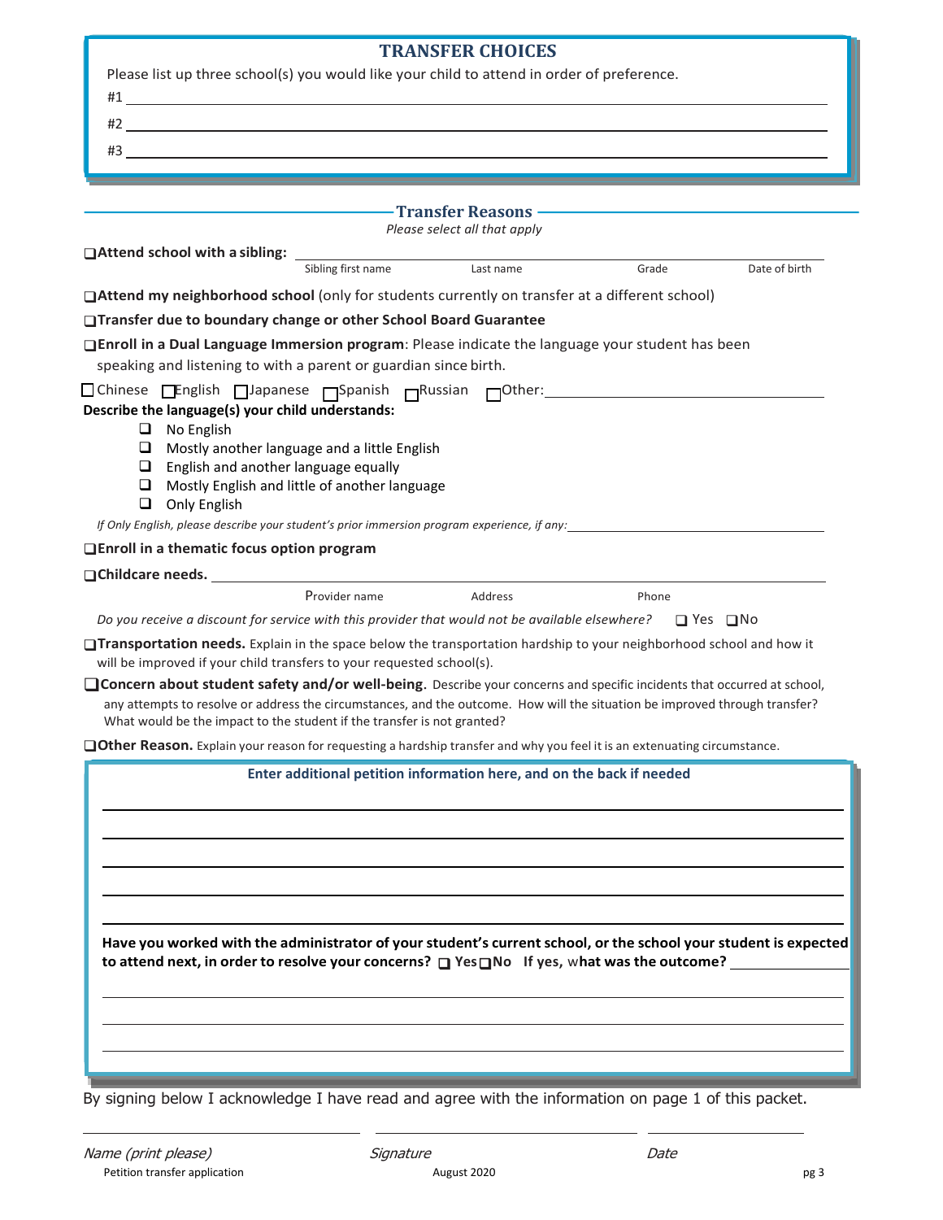## TRANSFER CHOICES

Please list up three school(s) you would like your child to attend in order of preference.

#1 ____________________

#2 ____________________

#3 ____________________

## Transfer Reasons

*Please select all that apply*

❑ **Attend school with a sibling:** ____________________

Sibling first name | Last name | Grade | Date of birth

❑ **Attend my neighborhood school** (only for students currently on transfer at a different school)

❑ **Transfer due to boundary change or other School Board Guarantee**

❑ **Enroll in a Dual Language Immersion program**: Please indicate the language your student has been speaking and listening to with a parent or guardian since birth.

☐ Chinese ☐ English ☐ Japanese ☐ Spanish ☐ Russian ☐ Other: ____________________

**Describe the language(s) your child understands:**

- ❑ No English
- ❑ Mostly another language and a little English
- ❑ English and another language equally
- ❑ Mostly English and little of another language
- ❑ Only English

*If Only English, please describe your student's prior immersion program experience, if any:* ____________________

❑ **Enroll in a thematic focus option program**

❑ **Childcare needs.** ____________________

Provider name | Address | Phone

*Do you receive a discount for service with this provider that would not be available elsewhere?* ❑ Yes ❑ No

❑ **Transportation needs.** Explain in the space below the transportation hardship to your neighborhood school and how it will be improved if your child transfers to your requested school(s).

❑ **Concern about student safety and/or well-being.** Describe your concerns and specific incidents that occurred at school, any attempts to resolve or address the circumstances, and the outcome. How will the situation be improved through transfer? What would be the impact to the student if the transfer is not granted?

❑ **Other Reason.** Explain your reason for requesting a hardship transfer and why you feel it is an extenuating circumstance.

**Enter additional petition information here, and on the back if needed**

____________________

____________________

____________________

____________________

____________________

**Have you worked with the administrator of your student's current school, or the school your student is expected to attend next, in order to resolve your concerns?** ❑ **Yes** ❑ **No** **If yes, what was the outcome?** ____________________

____________________

____________________

____________________

By signing below I acknowledge I have read and agree with the information on page 1 of this packet.

____________________ ____________________ ____________________

*Name (print please)* | *Signature* | *Date*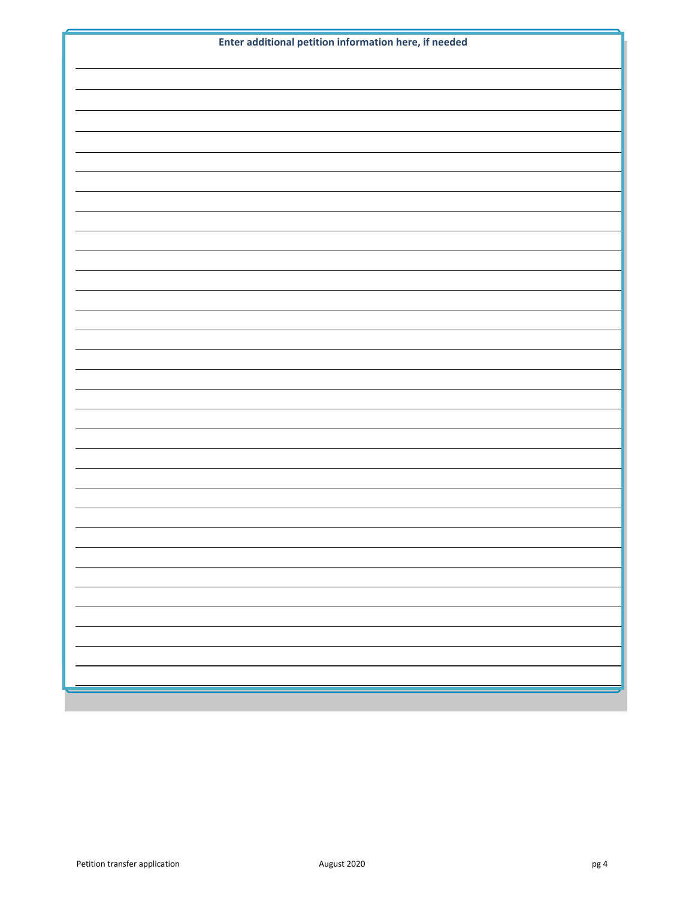**Enter additional petition information here, if needed**